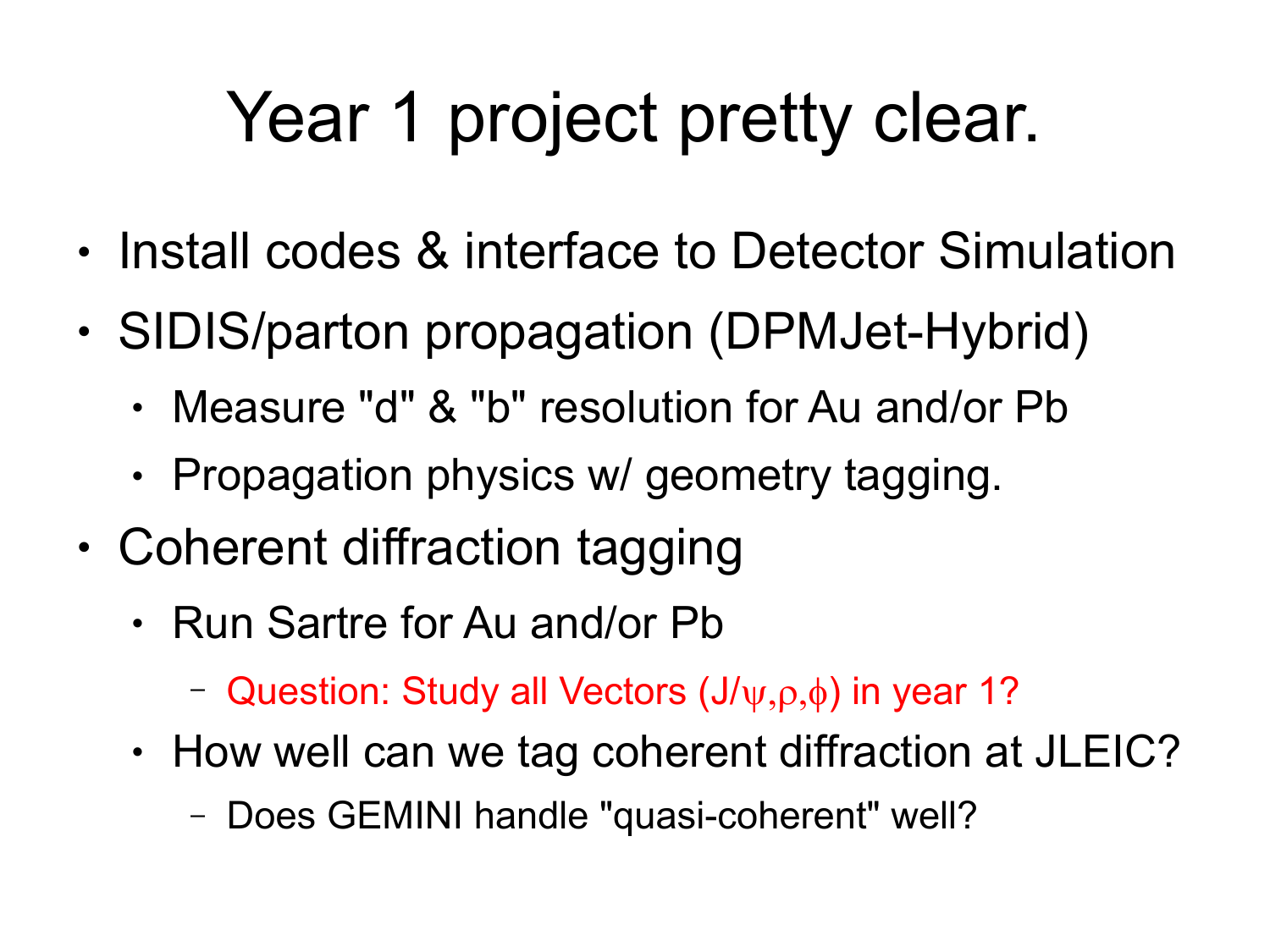# Year 1 project pretty clear.

- Install codes & interface to Detector Simulation
- SIDIS/parton propagation (DPMJet-Hybrid)
  - Measure "d" & "b" resolution for Au and/or Pb
  - Propagation physics w/ geometry tagging.
- Coherent diffraction tagging
  - Run Sartre for Au and/or Pb
    - Question: Study all Vectors ($J/\psi, \rho, \phi$) in year 1?
  - How well can we tag coherent diffraction at JLEIC?
    - Does GEMINI handle "quasi-coherent" well?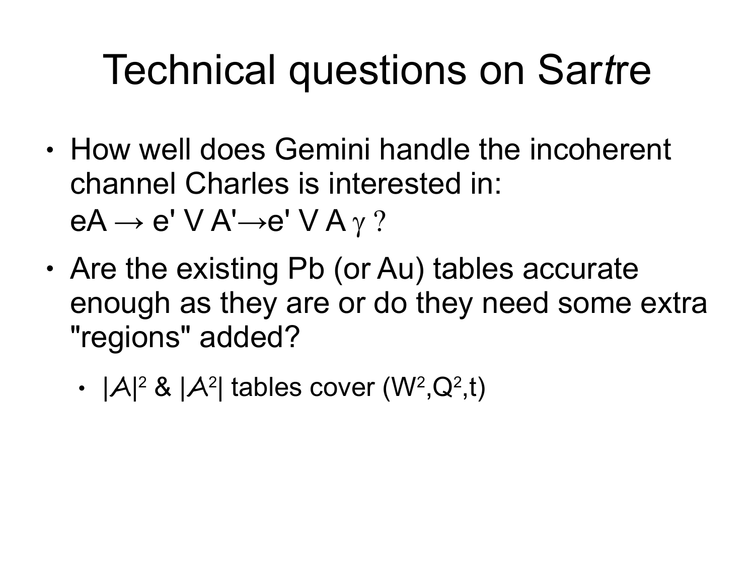# Technical questions on Sar*t*re

- How well does Gemini handle the incoherent channel Charles is interested in: $eA \rightarrow e' V A' \rightarrow e' V A \gamma$ ?
- Are the existing Pb (or Au) tables accurate enough as they are or do they need some extra "regions" added?
  - $|\mathcal{A}|^2$ & $|\mathcal{A}^2|$ tables cover $(W^2, Q^2, t)$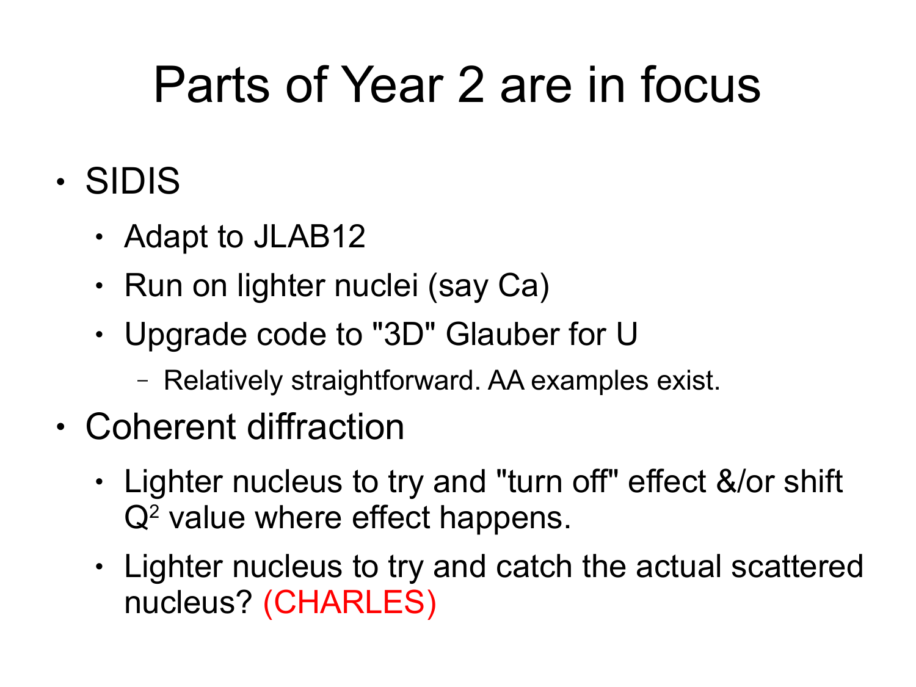# Parts of Year 2 are in focus

- SIDIS
  - Adapt to JLAB12
  - Run on lighter nuclei (say Ca)
  - Upgrade code to "3D" Glauber for U
    - Relatively straightforward. AA examples exist.
- Coherent diffraction
  - Lighter nucleus to try and "turn off" effect &/or shift $Q^2$ value where effect happens.
  - Lighter nucleus to try and catch the actual scattered nucleus? (CHARLES)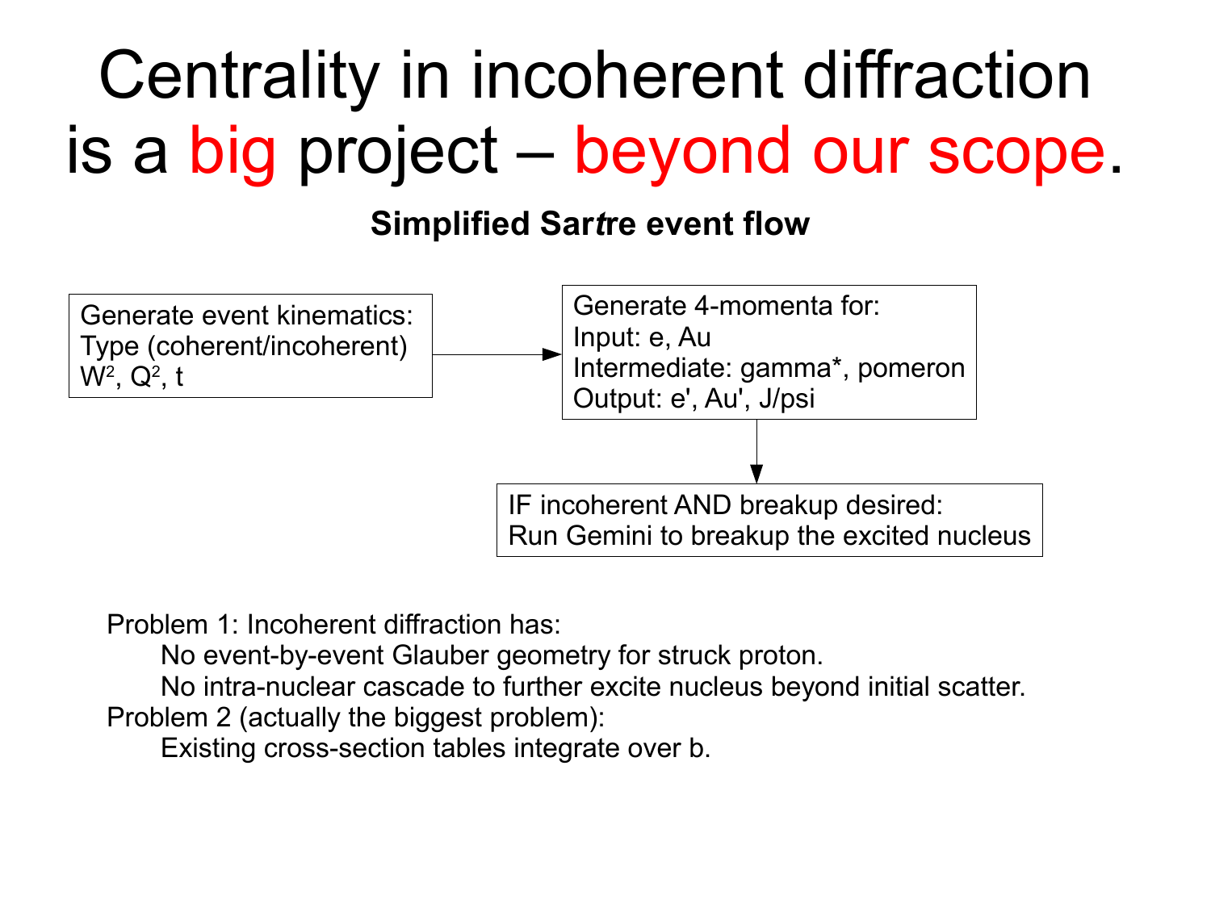# Centrality in incoherent diffraction is a big project – beyond our scope.

**Simplified Sar*t*re event flow**

Generate event kinematics:
Type (coherent/incoherent)
$W^2$, $Q^2$, $t$

→

Generate 4-momenta for:
Input: e, Au
Intermediate: gamma*, pomeron
Output: e', Au', J/psi

↓

IF incoherent AND breakup desired:
Run Gemini to breakup the excited nucleus

Problem 1: Incoherent diffraction has:
- No event-by-event Glauber geometry for struck proton.
- No intra-nuclear cascade to further excite nucleus beyond initial scatter.

Problem 2 (actually the biggest problem):
- Existing cross-section tables integrate over b.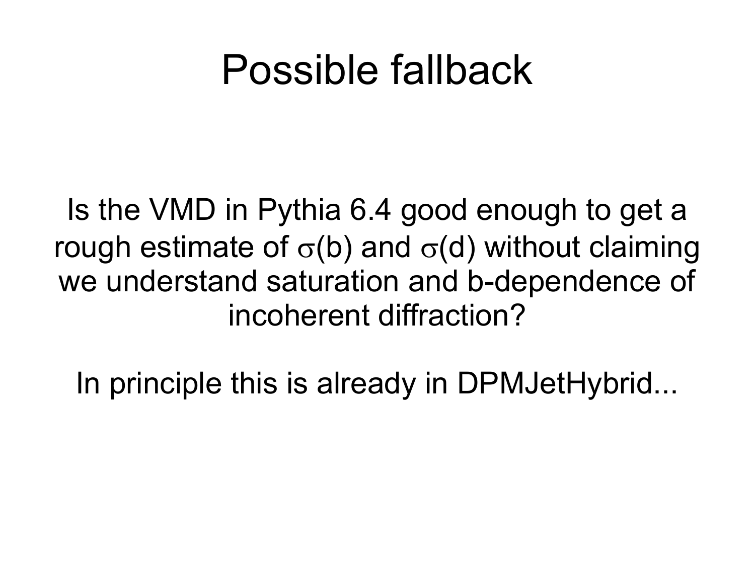# Possible fallback

Is the VMD in Pythia 6.4 good enough to get a rough estimate of $\sigma$(b) and $\sigma$(d) without claiming we understand saturation and b-dependence of incoherent diffraction?

In principle this is already in DPMJetHybrid...